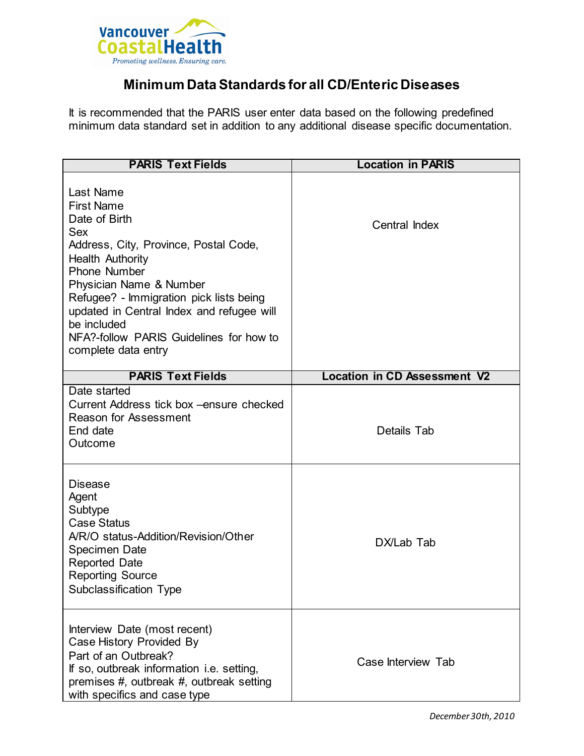# Minimum Data Standards for all CD/Enteric Diseases

It is recommended that the PARIS user enter data based on the following predefined minimum data standard set in addition to any additional disease specific documentation.

| PARIS Text Fields | Location in PARIS |
|---|---|
| Last Name<br>First Name<br>Date of Birth<br>Sex<br>Address, City, Province, Postal Code,<br>Health Authority<br>Phone Number<br>Physician Name & Number<br>Refugee? - Immigration pick lists being updated in Central Index and refugee will be included<br>NFA?-follow PARIS Guidelines for how to complete data entry | Central Index |
| **PARIS Text Fields** | **Location in CD Assessment V2** |
| Date started<br>Current Address tick box –ensure checked<br>Reason for Assessment<br>End date<br>Outcome | Details Tab |
| Disease<br>Agent<br>Subtype<br>Case Status<br>A/R/O status-Addition/Revision/Other<br>Specimen Date<br>Reported Date<br>Reporting Source<br>Subclassification Type | DX/Lab Tab |
| Interview Date (most recent)<br>Case History Provided By<br>Part of an Outbreak?<br>If so, outbreak information i.e. setting, premises #, outbreak #, outbreak setting with specifics and case type | Case Interview Tab |

*December 30th, 2010*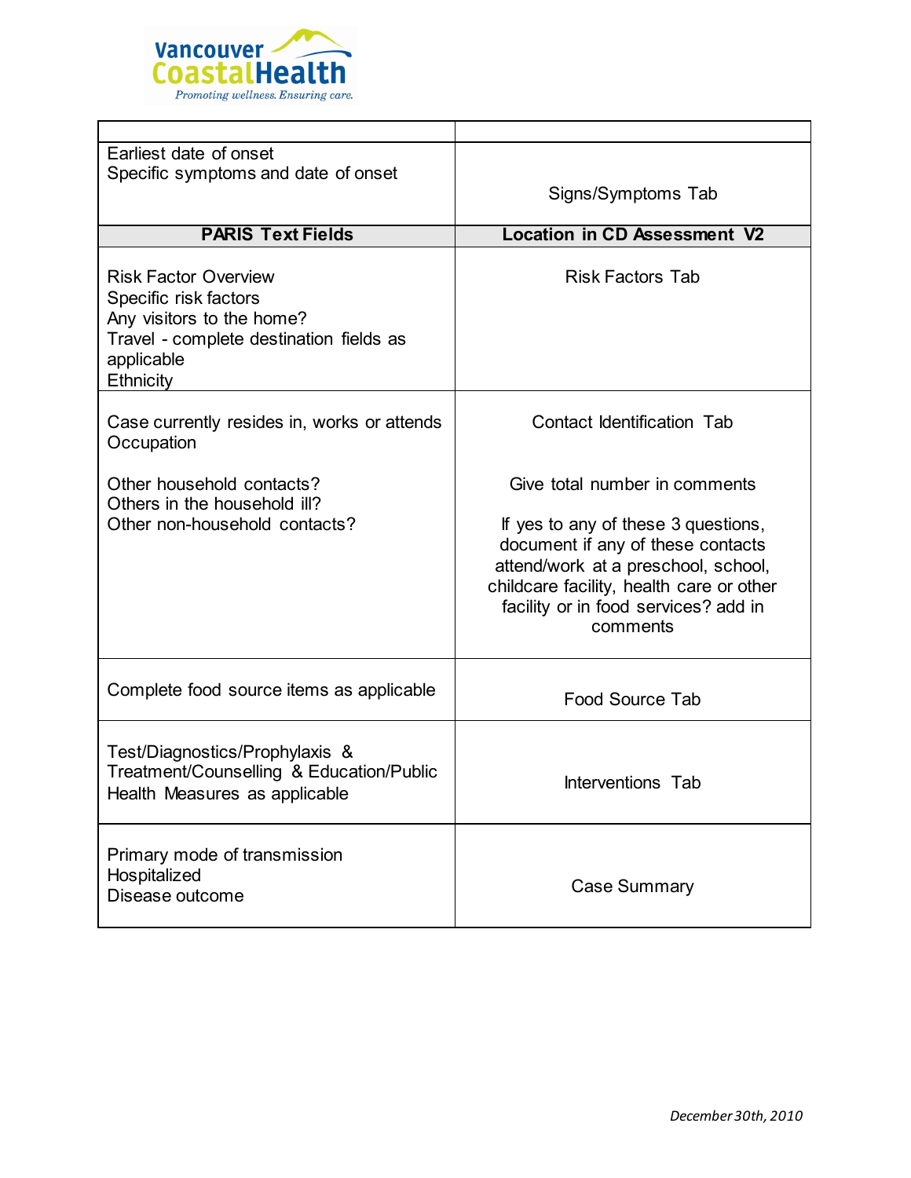| | |
|---|---|
| Earliest date of onset<br>Specific symptoms and date of onset | Signs/Symptoms Tab |
| **PARIS Text Fields** | **Location in CD Assessment V2** |
| Risk Factor Overview<br>Specific risk factors<br>Any visitors to the home?<br>Travel - complete destination fields as applicable<br>Ethnicity | Risk Factors Tab |
| Case currently resides in, works or attends<br>Occupation<br><br>Other household contacts?<br>Others in the household ill?<br>Other non-household contacts? | Contact Identification Tab<br><br>Give total number in comments<br><br>If yes to any of these 3 questions, document if any of these contacts attend/work at a preschool, school, childcare facility, health care or other facility or in food services? add in comments |
| Complete food source items as applicable | Food Source Tab |
| Test/Diagnostics/Prophylaxis & Treatment/Counselling & Education/Public Health Measures as applicable | Interventions Tab |
| Primary mode of transmission<br>Hospitalized<br>Disease outcome | Case Summary |

*December 30th, 2010*